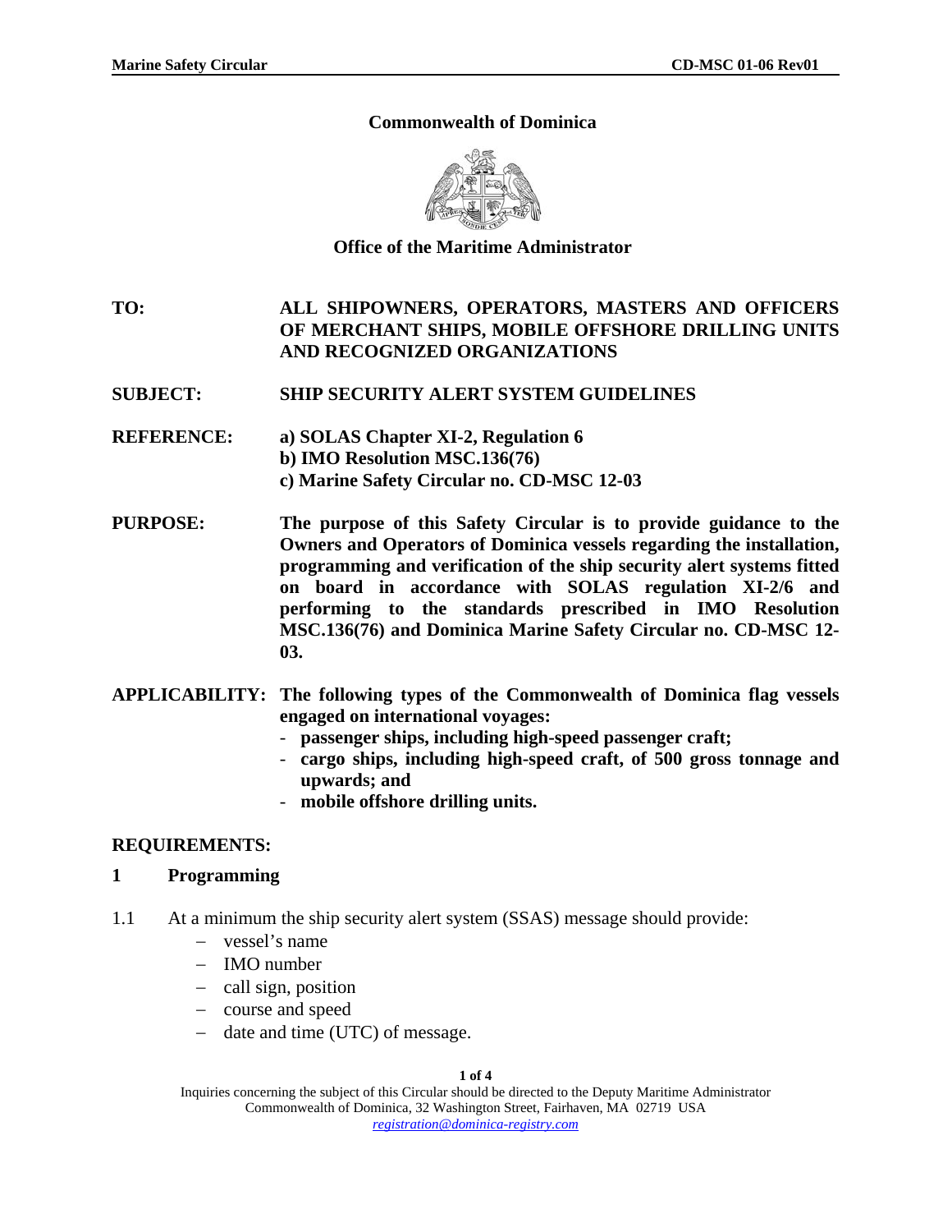**Commonwealth of Dominica**

**Office of the Maritime Administrator**

**TO:** ALL SHIPOWNERS, OPERATORS, MASTERS AND OFFICERS OF MERCHANT SHIPS, MOBILE OFFSHORE DRILLING UNITS AND RECOGNIZED ORGANIZATIONS

**SUBJECT:** SHIP SECURITY ALERT SYSTEM GUIDELINES

**REFERENCE:**
**a) SOLAS Chapter XI-2, Regulation 6**
**b) IMO Resolution MSC.136(76)**
**c) Marine Safety Circular no. CD-MSC 12-03**

**PURPOSE:** **The purpose of this Safety Circular is to provide guidance to the Owners and Operators of Dominica vessels regarding the installation, programming and verification of the ship security alert systems fitted on board in accordance with SOLAS regulation XI-2/6 and performing to the standards prescribed in IMO Resolution MSC.136(76) and Dominica Marine Safety Circular no. CD-MSC 12-03.**

**APPLICABILITY:** **The following types of the Commonwealth of Dominica flag vessels engaged on international voyages:**
- **passenger ships, including high-speed passenger craft;**
- **cargo ships, including high-speed craft, of 500 gross tonnage and upwards; and**
- **mobile offshore drilling units.**

**REQUIREMENTS:**

## 1 Programming

1.1 At a minimum the ship security alert system (SSAS) message should provide:
- vessel's name
- IMO number
- call sign, position
- course and speed
- date and time (UTC) of message.

Inquiries concerning the subject of this Circular should be directed to the Deputy Maritime Administrator
Commonwealth of Dominica, 32 Washington Street, Fairhaven, MA 02719 USA
*registration@dominica-registry.com*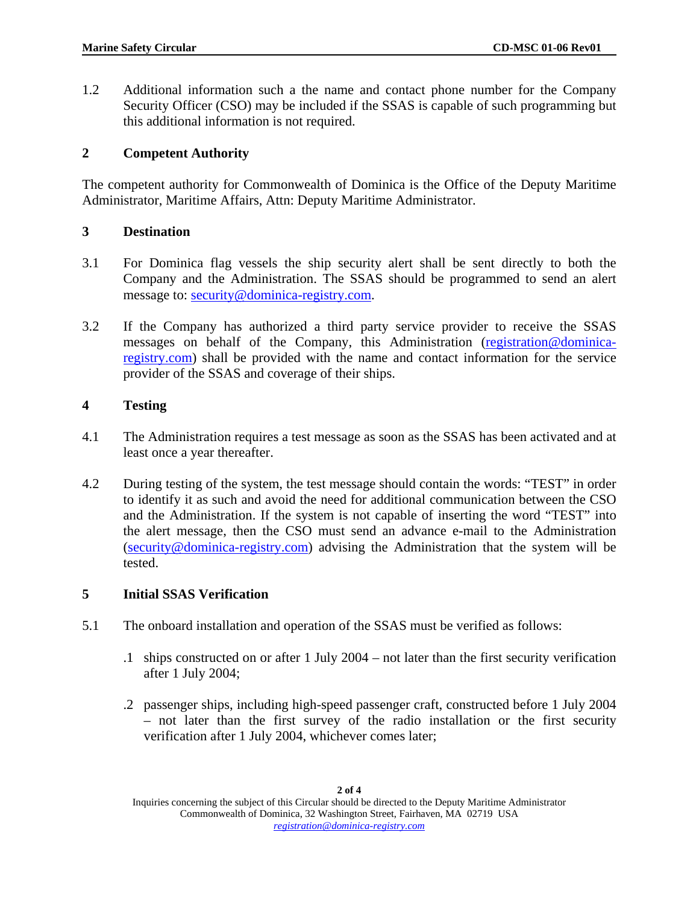1.2 Additional information such a the name and contact phone number for the Company Security Officer (CSO) may be included if the SSAS is capable of such programming but this additional information is not required.

## 2 Competent Authority

The competent authority for Commonwealth of Dominica is the Office of the Deputy Maritime Administrator, Maritime Affairs, Attn: Deputy Maritime Administrator.

## 3 Destination

3.1 For Dominica flag vessels the ship security alert shall be sent directly to both the Company and the Administration. The SSAS should be programmed to send an alert message to: security@dominica-registry.com.

3.2 If the Company has authorized a third party service provider to receive the SSAS messages on behalf of the Company, this Administration (registration@dominica-registry.com) shall be provided with the name and contact information for the service provider of the SSAS and coverage of their ships.

## 4 Testing

4.1 The Administration requires a test message as soon as the SSAS has been activated and at least once a year thereafter.

4.2 During testing of the system, the test message should contain the words: "TEST" in order to identify it as such and avoid the need for additional communication between the CSO and the Administration. If the system is not capable of inserting the word "TEST" into the alert message, then the CSO must send an advance e-mail to the Administration (security@dominica-registry.com) advising the Administration that the system will be tested.

## 5 Initial SSAS Verification

5.1 The onboard installation and operation of the SSAS must be verified as follows:

.1 ships constructed on or after 1 July 2004 – not later than the first security verification after 1 July 2004;

.2 passenger ships, including high-speed passenger craft, constructed before 1 July 2004 – not later than the first survey of the radio installation or the first security verification after 1 July 2004, whichever comes later;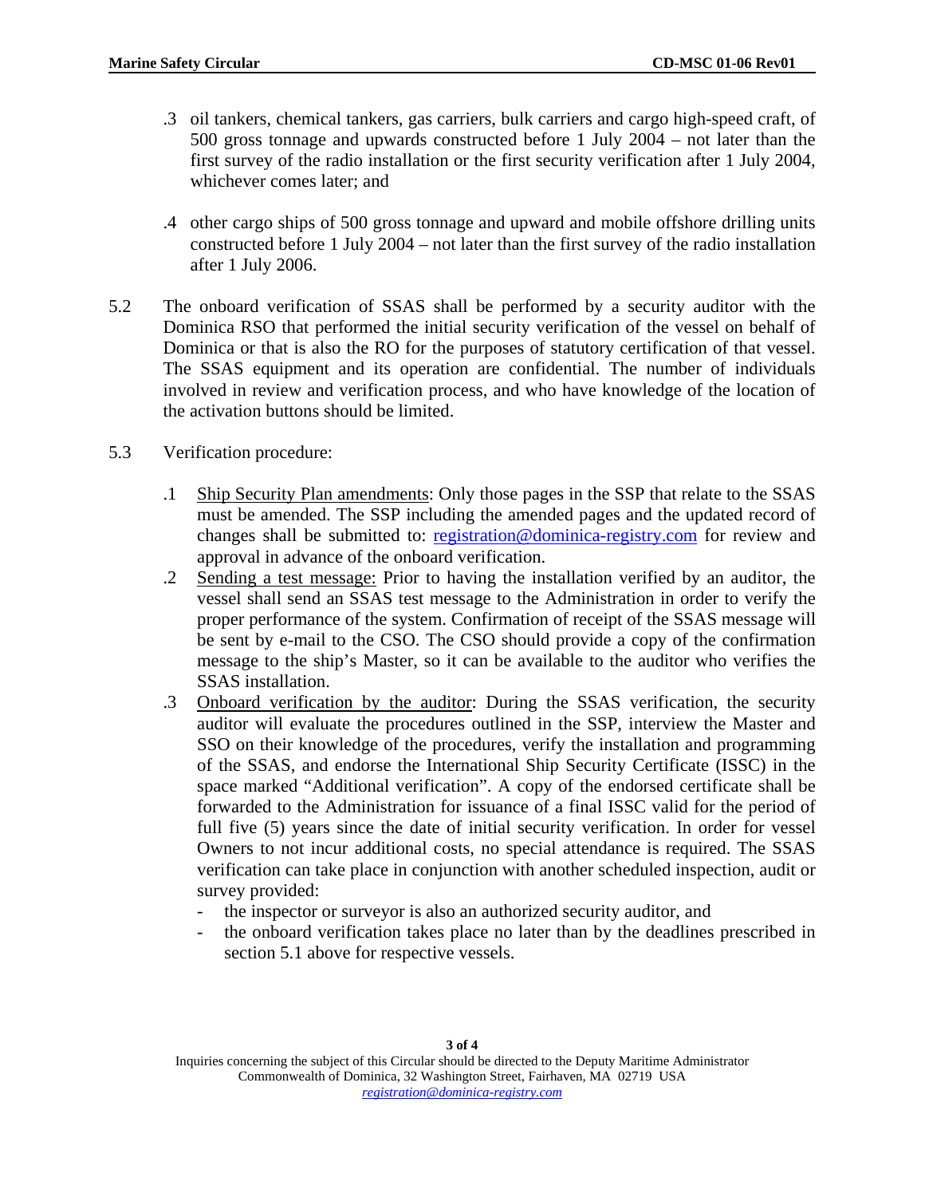.3 oil tankers, chemical tankers, gas carriers, bulk carriers and cargo high-speed craft, of 500 gross tonnage and upwards constructed before 1 July 2004 – not later than the first survey of the radio installation or the first security verification after 1 July 2004, whichever comes later; and

.4 other cargo ships of 500 gross tonnage and upward and mobile offshore drilling units constructed before 1 July 2004 – not later than the first survey of the radio installation after 1 July 2006.

5.2 The onboard verification of SSAS shall be performed by a security auditor with the Dominica RSO that performed the initial security verification of the vessel on behalf of Dominica or that is also the RO for the purposes of statutory certification of that vessel. The SSAS equipment and its operation are confidential. The number of individuals involved in review and verification process, and who have knowledge of the location of the activation buttons should be limited.

5.3 Verification procedure:

.1 Ship Security Plan amendments: Only those pages in the SSP that relate to the SSAS must be amended. The SSP including the amended pages and the updated record of changes shall be submitted to: [registration@dominica-registry.com](mailto:registration@dominica-registry.com) for review and approval in advance of the onboard verification.

.2 Sending a test message: Prior to having the installation verified by an auditor, the vessel shall send an SSAS test message to the Administration in order to verify the proper performance of the system. Confirmation of receipt of the SSAS message will be sent by e-mail to the CSO. The CSO should provide a copy of the confirmation message to the ship's Master, so it can be available to the auditor who verifies the SSAS installation.

.3 Onboard verification by the auditor: During the SSAS verification, the security auditor will evaluate the procedures outlined in the SSP, interview the Master and SSO on their knowledge of the procedures, verify the installation and programming of the SSAS, and endorse the International Ship Security Certificate (ISSC) in the space marked "Additional verification". A copy of the endorsed certificate shall be forwarded to the Administration for issuance of a final ISSC valid for the period of full five (5) years since the date of initial security verification. In order for vessel Owners to not incur additional costs, no special attendance is required. The SSAS verification can take place in conjunction with another scheduled inspection, audit or survey provided:

- the inspector or surveyor is also an authorized security auditor, and
- the onboard verification takes place no later than by the deadlines prescribed in section 5.1 above for respective vessels.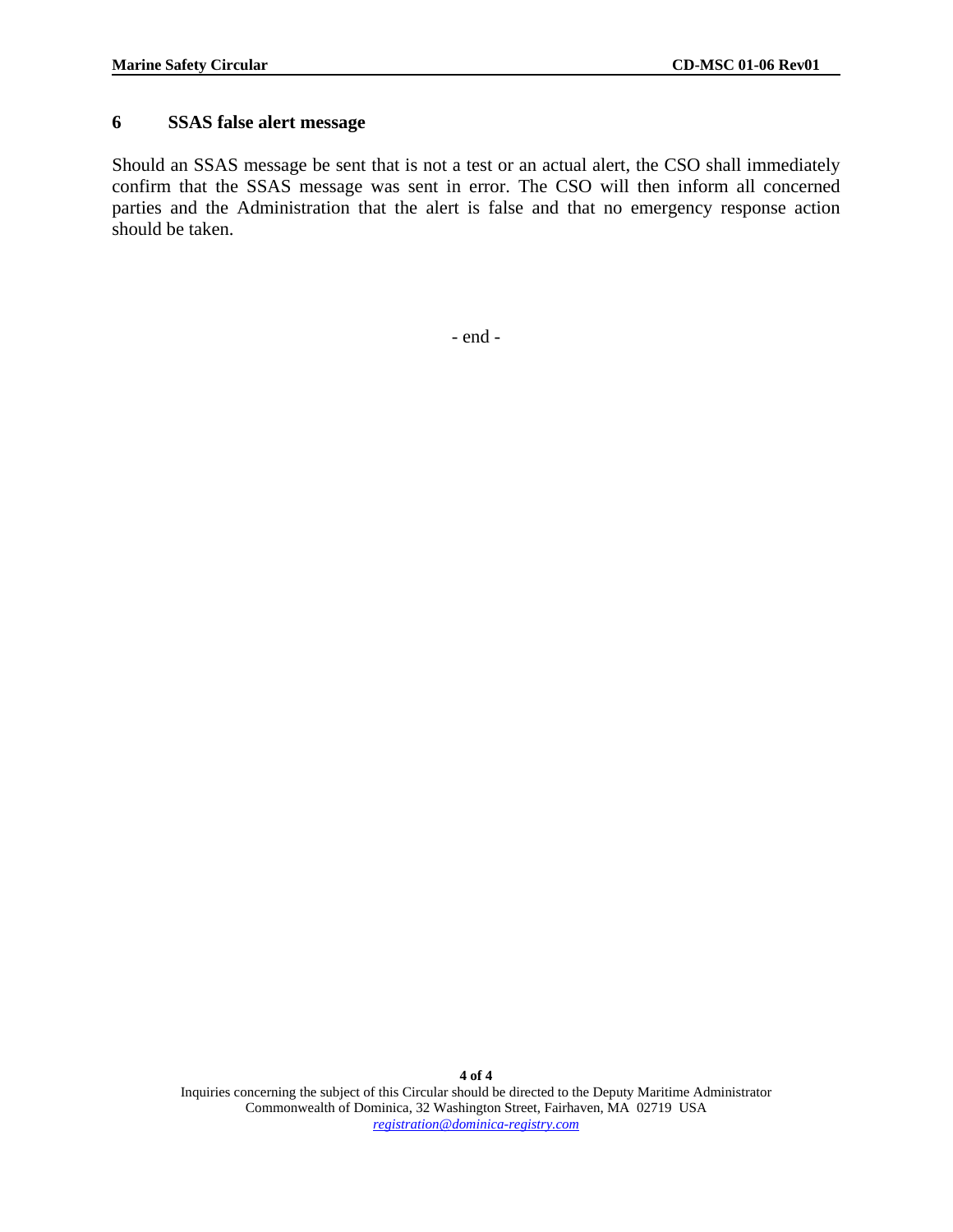## 6 SSAS false alert message

Should an SSAS message be sent that is not a test or an actual alert, the CSO shall immediately confirm that the SSAS message was sent in error. The CSO will then inform all concerned parties and the Administration that the alert is false and that no emergency response action should be taken.

- end -